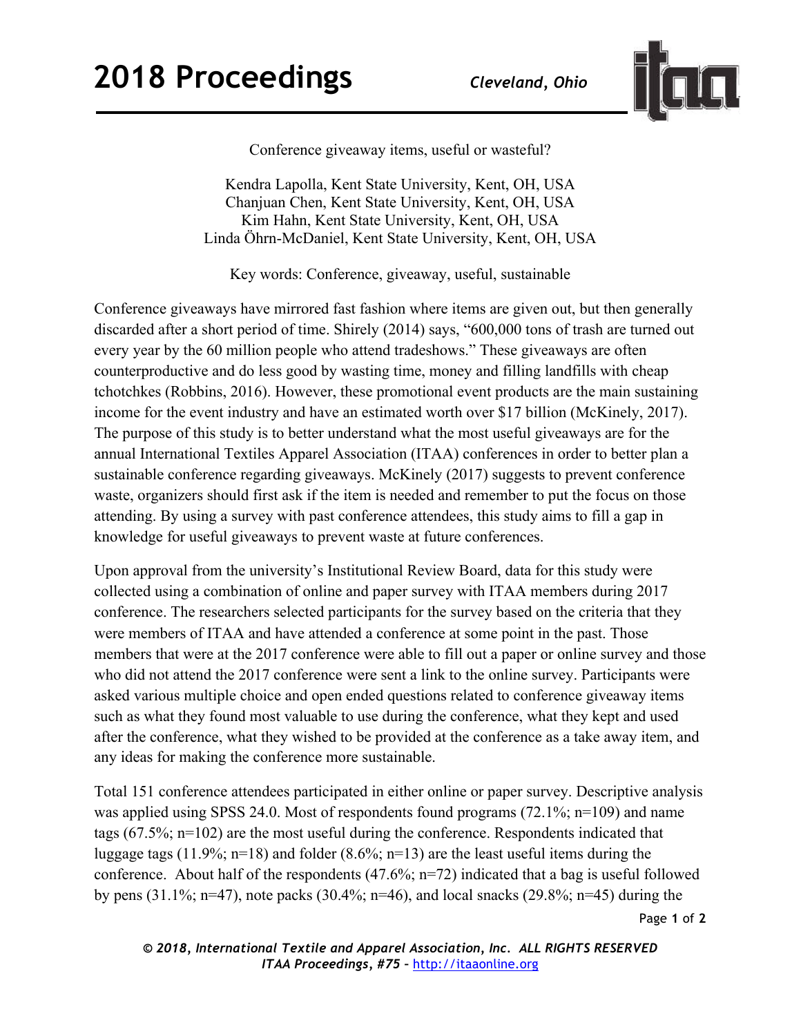Conference giveaway items, useful or wasteful?

Kendra Lapolla, Kent State University, Kent, OH, USA
Chanjuan Chen, Kent State University, Kent, OH, USA
Kim Hahn, Kent State University, Kent, OH, USA
Linda Öhrn-McDaniel, Kent State University, Kent, OH, USA

Key words: Conference, giveaway, useful, sustainable

Conference giveaways have mirrored fast fashion where items are given out, but then generally discarded after a short period of time. Shirely (2014) says, "600,000 tons of trash are turned out every year by the 60 million people who attend tradeshows." These giveaways are often counterproductive and do less good by wasting time, money and filling landfills with cheap tchotchkes (Robbins, 2016). However, these promotional event products are the main sustaining income for the event industry and have an estimated worth over $17 billion (McKinely, 2017). The purpose of this study is to better understand what the most useful giveaways are for the annual International Textiles Apparel Association (ITAA) conferences in order to better plan a sustainable conference regarding giveaways. McKinely (2017) suggests to prevent conference waste, organizers should first ask if the item is needed and remember to put the focus on those attending. By using a survey with past conference attendees, this study aims to fill a gap in knowledge for useful giveaways to prevent waste at future conferences.

Upon approval from the university's Institutional Review Board, data for this study were collected using a combination of online and paper survey with ITAA members during 2017 conference. The researchers selected participants for the survey based on the criteria that they were members of ITAA and have attended a conference at some point in the past. Those members that were at the 2017 conference were able to fill out a paper or online survey and those who did not attend the 2017 conference were sent a link to the online survey. Participants were asked various multiple choice and open ended questions related to conference giveaway items such as what they found most valuable to use during the conference, what they kept and used after the conference, what they wished to be provided at the conference as a take away item, and any ideas for making the conference more sustainable.

Total 151 conference attendees participated in either online or paper survey. Descriptive analysis was applied using SPSS 24.0. Most of respondents found programs (72.1%; n=109) and name tags (67.5%; n=102) are the most useful during the conference. Respondents indicated that luggage tags (11.9%; n=18) and folder (8.6%; n=13) are the least useful items during the conference. About half of the respondents (47.6%; n=72) indicated that a bag is useful followed by pens (31.1%; n=47), note packs (30.4%; n=46), and local snacks (29.8%; n=45) during the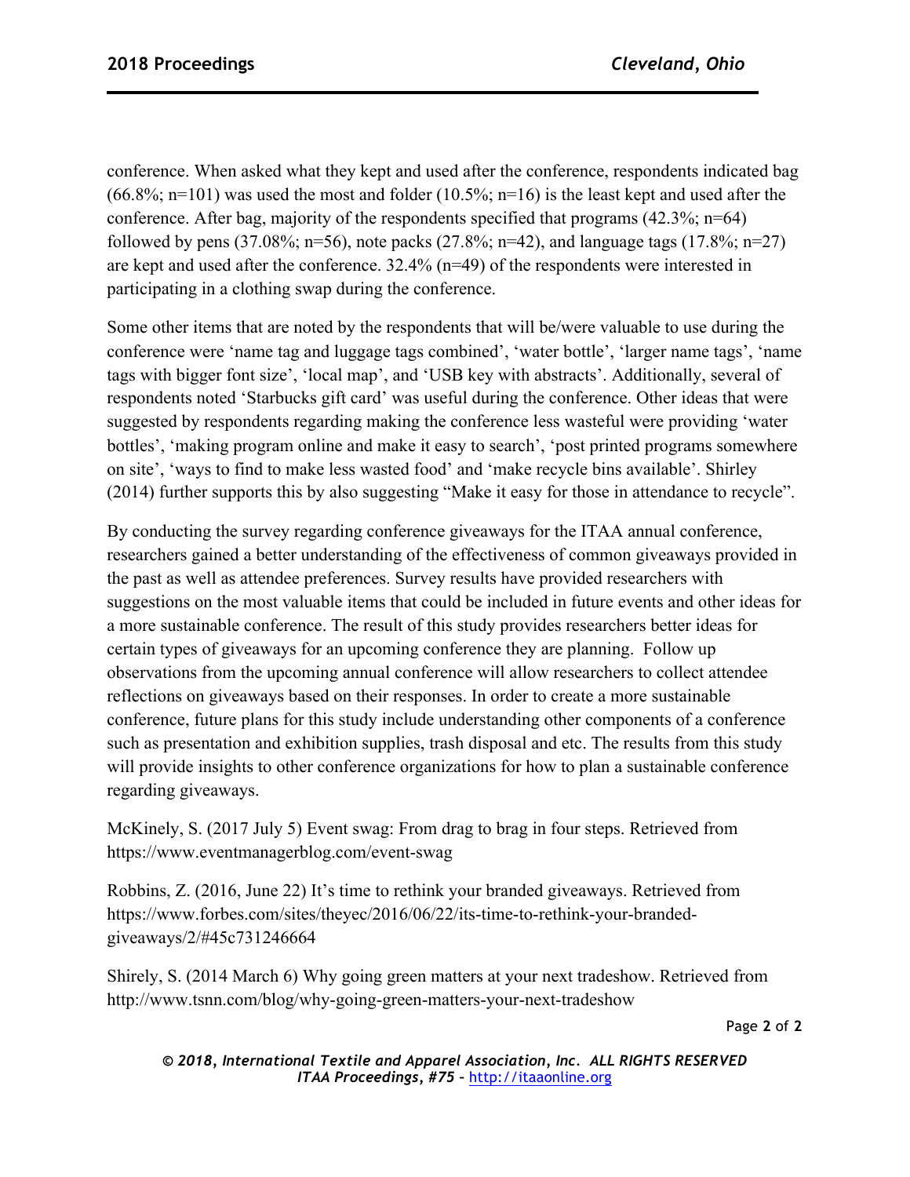conference. When asked what they kept and used after the conference, respondents indicated bag (66.8%; n=101) was used the most and folder (10.5%; n=16) is the least kept and used after the conference. After bag, majority of the respondents specified that programs (42.3%; n=64) followed by pens (37.08%; n=56), note packs (27.8%; n=42), and language tags (17.8%; n=27) are kept and used after the conference. 32.4% (n=49) of the respondents were interested in participating in a clothing swap during the conference.

Some other items that are noted by the respondents that will be/were valuable to use during the conference were 'name tag and luggage tags combined', 'water bottle', 'larger name tags', 'name tags with bigger font size', 'local map', and 'USB key with abstracts'. Additionally, several of respondents noted 'Starbucks gift card' was useful during the conference. Other ideas that were suggested by respondents regarding making the conference less wasteful were providing 'water bottles', 'making program online and make it easy to search', 'post printed programs somewhere on site', 'ways to find to make less wasted food' and 'make recycle bins available'. Shirley (2014) further supports this by also suggesting "Make it easy for those in attendance to recycle".

By conducting the survey regarding conference giveaways for the ITAA annual conference, researchers gained a better understanding of the effectiveness of common giveaways provided in the past as well as attendee preferences. Survey results have provided researchers with suggestions on the most valuable items that could be included in future events and other ideas for a more sustainable conference. The result of this study provides researchers better ideas for certain types of giveaways for an upcoming conference they are planning. Follow up observations from the upcoming annual conference will allow researchers to collect attendee reflections on giveaways based on their responses. In order to create a more sustainable conference, future plans for this study include understanding other components of a conference such as presentation and exhibition supplies, trash disposal and etc. The results from this study will provide insights to other conference organizations for how to plan a sustainable conference regarding giveaways.

McKinely, S. (2017 July 5) Event swag: From drag to brag in four steps. Retrieved from https://www.eventmanagerblog.com/event-swag

Robbins, Z. (2016, June 22) It's time to rethink your branded giveaways. Retrieved from https://www.forbes.com/sites/theyec/2016/06/22/its-time-to-rethink-your-branded-giveaways/2/#45c731246664

Shirely, S. (2014 March 6) Why going green matters at your next tradeshow. Retrieved from http://www.tsnn.com/blog/why-going-green-matters-your-next-tradeshow